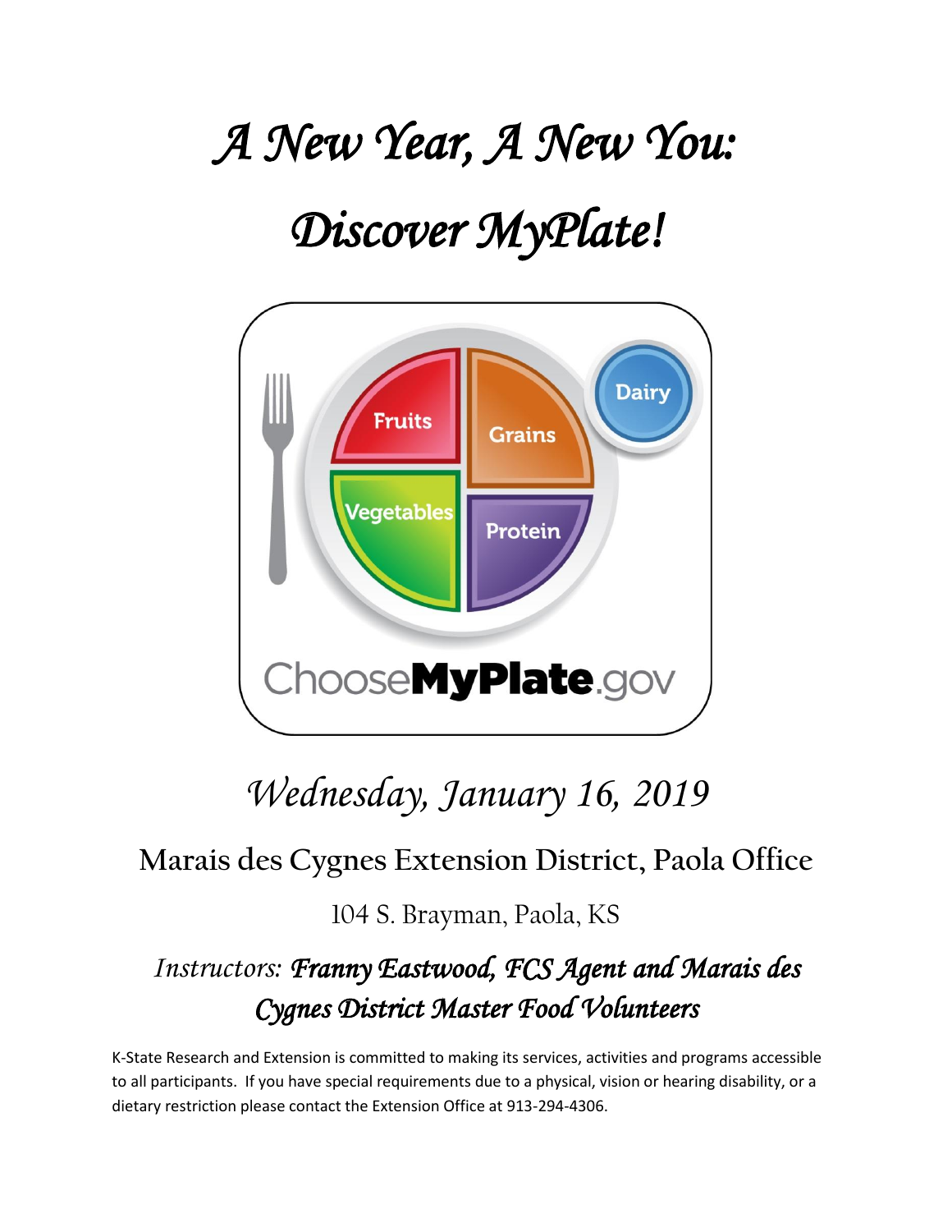# *A New Year, A New You:*

# *Discover MyPlate!*

Fruits

Grains

Dairy

Vegetables

Protein

ChooseMyPlate.gov

## *Wednesday, January 16, 2019*

### Marais des Cygnes Extension District, Paola Office

104 S. Brayman, Paola, KS

*Instructors:* ***Franny Eastwood, FCS Agent and Marais des Cygnes District Master Food Volunteers***

K-State Research and Extension is committed to making its services, activities and programs accessible to all participants. If you have special requirements due to a physical, vision or hearing disability, or a dietary restriction please contact the Extension Office at 913-294-4306.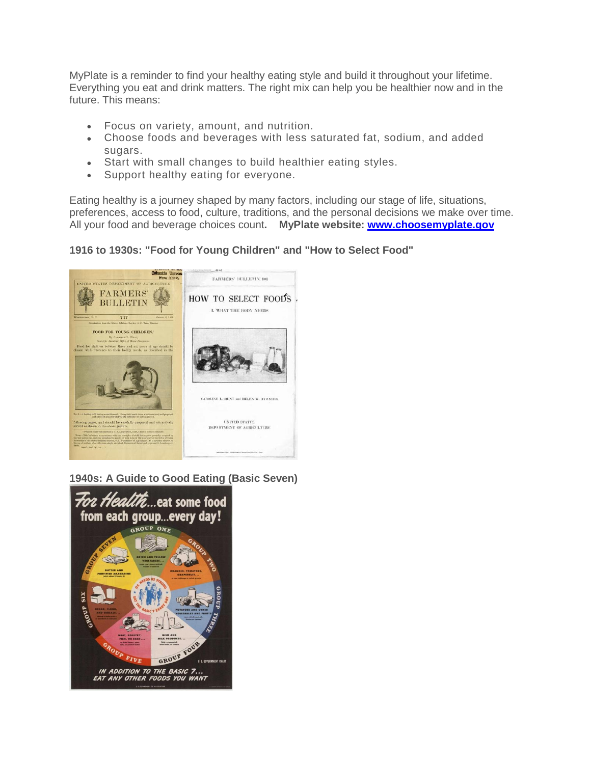MyPlate is a reminder to find your healthy eating style and build it throughout your lifetime. Everything you eat and drink matters. The right mix can help you be healthier now and in the future. This means:

- Focus on variety, amount, and nutrition.
- Choose foods and beverages with less saturated fat, sodium, and added sugars.
- Start with small changes to build healthier eating styles.
- Support healthy eating for everyone.

Eating healthy is a journey shaped by many factors, including our stage of life, situations, preferences, access to food, culture, traditions, and the personal decisions we make over time. All your food and beverage choices count**.** **MyPlate website: [www.choosemyplate.gov](http://www.choosemyplate.gov)**

**1916 to 1930s: "Food for Young Children" and "How to Select Food"**

**1940s: A Guide to Good Eating (Basic Seven)**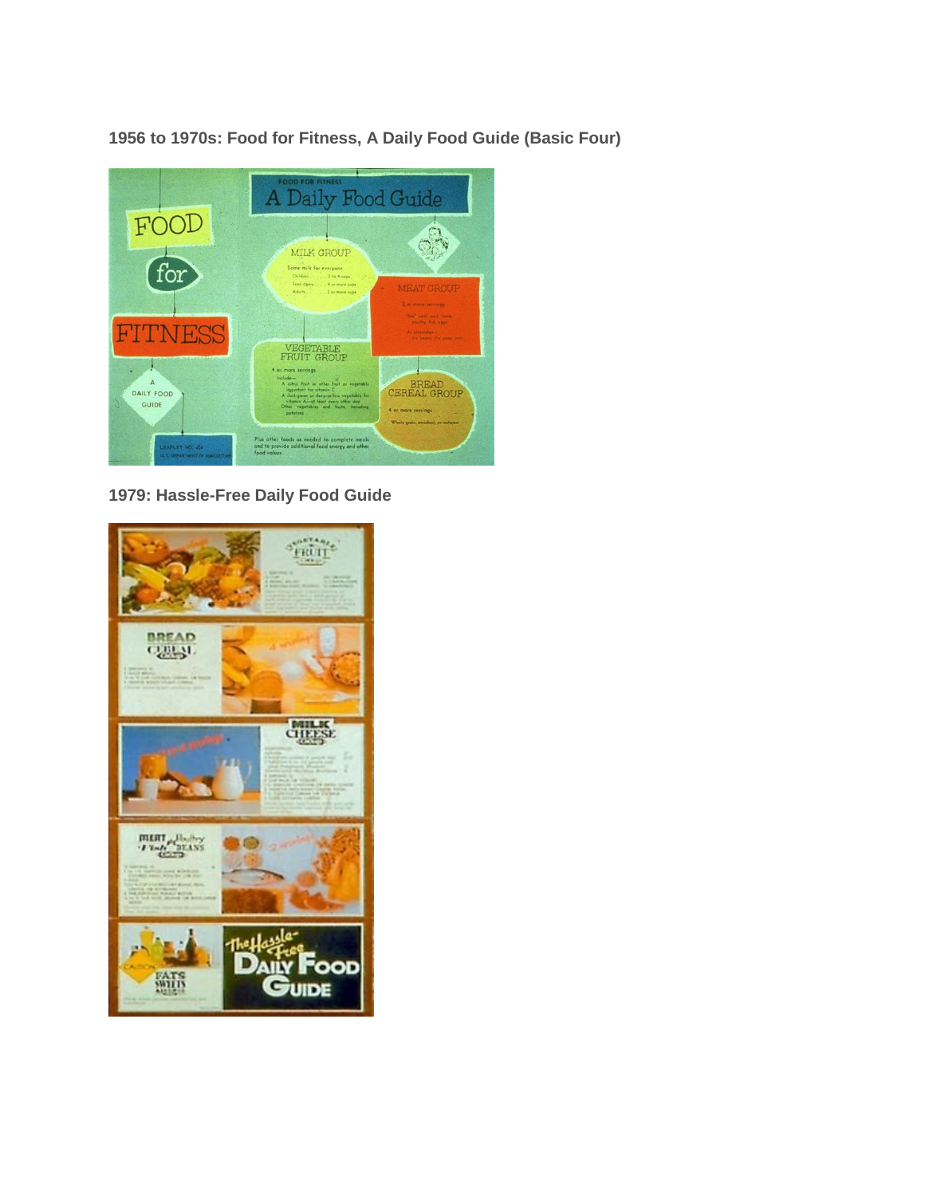**1956 to 1970s: Food for Fitness, A Daily Food Guide (Basic Four)**

**1979: Hassle-Free Daily Food Guide**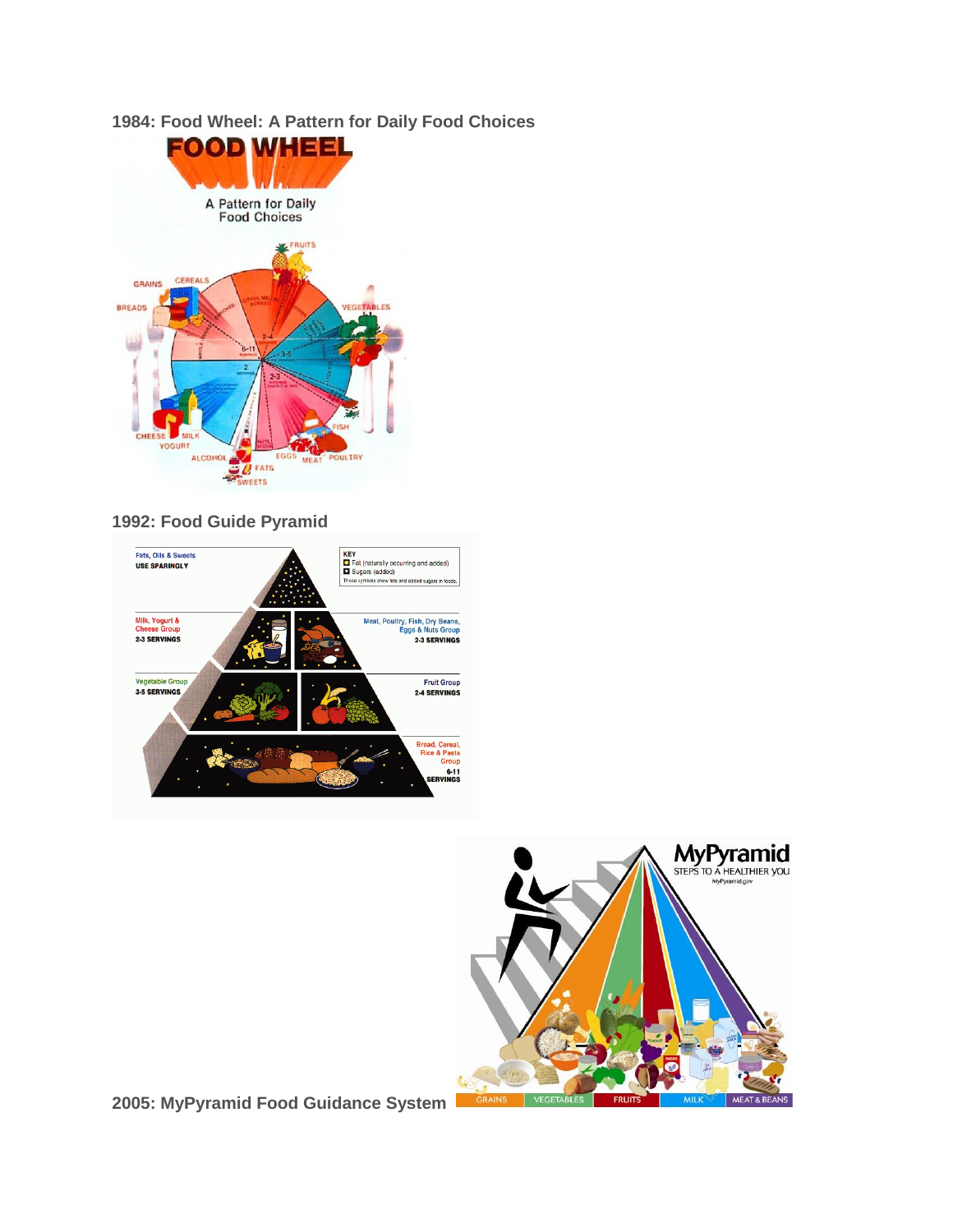**1984: Food Wheel: A Pattern for Daily Food Choices**

**1992: Food Guide Pyramid**

**2005: MyPyramid Food Guidance System**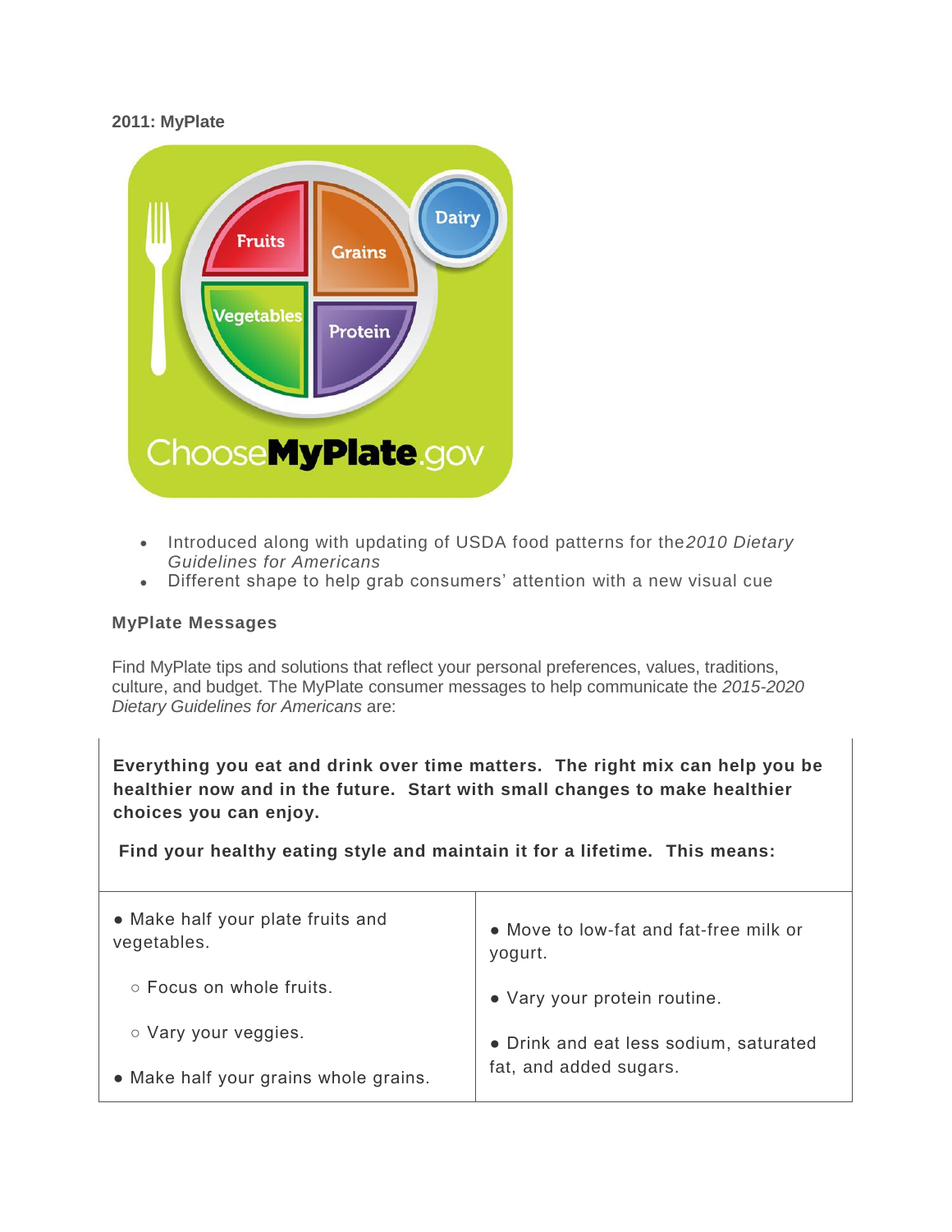**2011: MyPlate**

- Introduced along with updating of USDA food patterns for the *2010 Dietary Guidelines for Americans*
- Different shape to help grab consumers' attention with a new visual cue

**MyPlate Messages**

Find MyPlate tips and solutions that reflect your personal preferences, values, traditions, culture, and budget. The MyPlate consumer messages to help communicate the *2015-2020 Dietary Guidelines for Americans* are:

| **Everything you eat and drink over time matters. The right mix can help you be healthier now and in the future. Start with small changes to make healthier choices you can enjoy.** <br><br> **Find your healthy eating style and maintain it for a lifetime. This means:** | |
|---|---|
| ● Make half your plate fruits and vegetables.<br>○ Focus on whole fruits.<br>○ Vary your veggies.<br>● Make half your grains whole grains. | ● Move to low-fat and fat-free milk or yogurt.<br>● Vary your protein routine.<br>● Drink and eat less sodium, saturated fat, and added sugars. |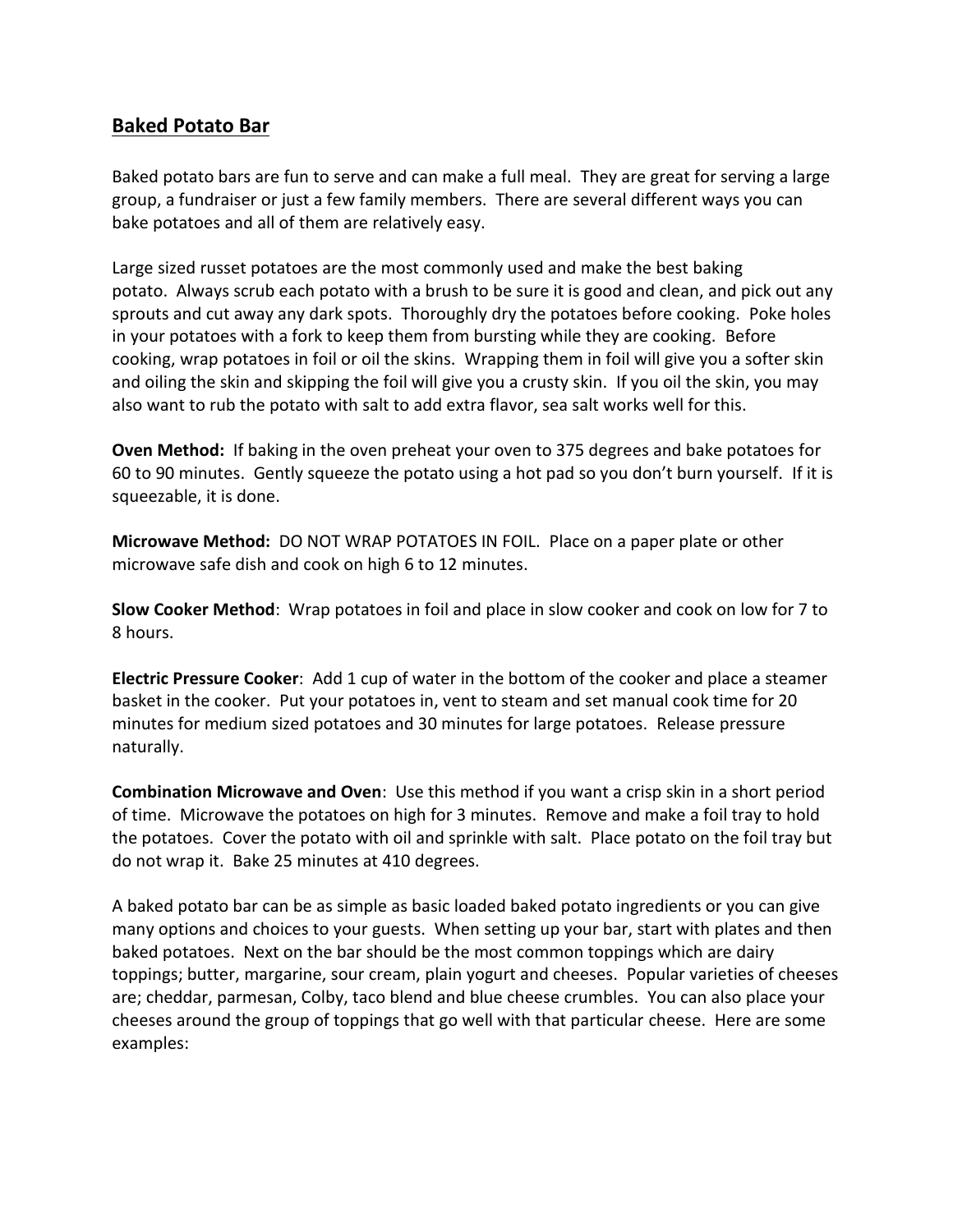## Baked Potato Bar

Baked potato bars are fun to serve and can make a full meal. They are great for serving a large group, a fundraiser or just a few family members. There are several different ways you can bake potatoes and all of them are relatively easy.

Large sized russet potatoes are the most commonly used and make the best baking potato. Always scrub each potato with a brush to be sure it is good and clean, and pick out any sprouts and cut away any dark spots. Thoroughly dry the potatoes before cooking. Poke holes in your potatoes with a fork to keep them from bursting while they are cooking. Before cooking, wrap potatoes in foil or oil the skins. Wrapping them in foil will give you a softer skin and oiling the skin and skipping the foil will give you a crusty skin. If you oil the skin, you may also want to rub the potato with salt to add extra flavor, sea salt works well for this.

**Oven Method:** If baking in the oven preheat your oven to 375 degrees and bake potatoes for 60 to 90 minutes. Gently squeeze the potato using a hot pad so you don't burn yourself. If it is squeezable, it is done.

**Microwave Method:** DO NOT WRAP POTATOES IN FOIL. Place on a paper plate or other microwave safe dish and cook on high 6 to 12 minutes.

**Slow Cooker Method**: Wrap potatoes in foil and place in slow cooker and cook on low for 7 to 8 hours.

**Electric Pressure Cooker**: Add 1 cup of water in the bottom of the cooker and place a steamer basket in the cooker. Put your potatoes in, vent to steam and set manual cook time for 20 minutes for medium sized potatoes and 30 minutes for large potatoes. Release pressure naturally.

**Combination Microwave and Oven**: Use this method if you want a crisp skin in a short period of time. Microwave the potatoes on high for 3 minutes. Remove and make a foil tray to hold the potatoes. Cover the potato with oil and sprinkle with salt. Place potato on the foil tray but do not wrap it. Bake 25 minutes at 410 degrees.

A baked potato bar can be as simple as basic loaded baked potato ingredients or you can give many options and choices to your guests. When setting up your bar, start with plates and then baked potatoes. Next on the bar should be the most common toppings which are dairy toppings; butter, margarine, sour cream, plain yogurt and cheeses. Popular varieties of cheeses are; cheddar, parmesan, Colby, taco blend and blue cheese crumbles. You can also place your cheeses around the group of toppings that go well with that particular cheese. Here are some examples: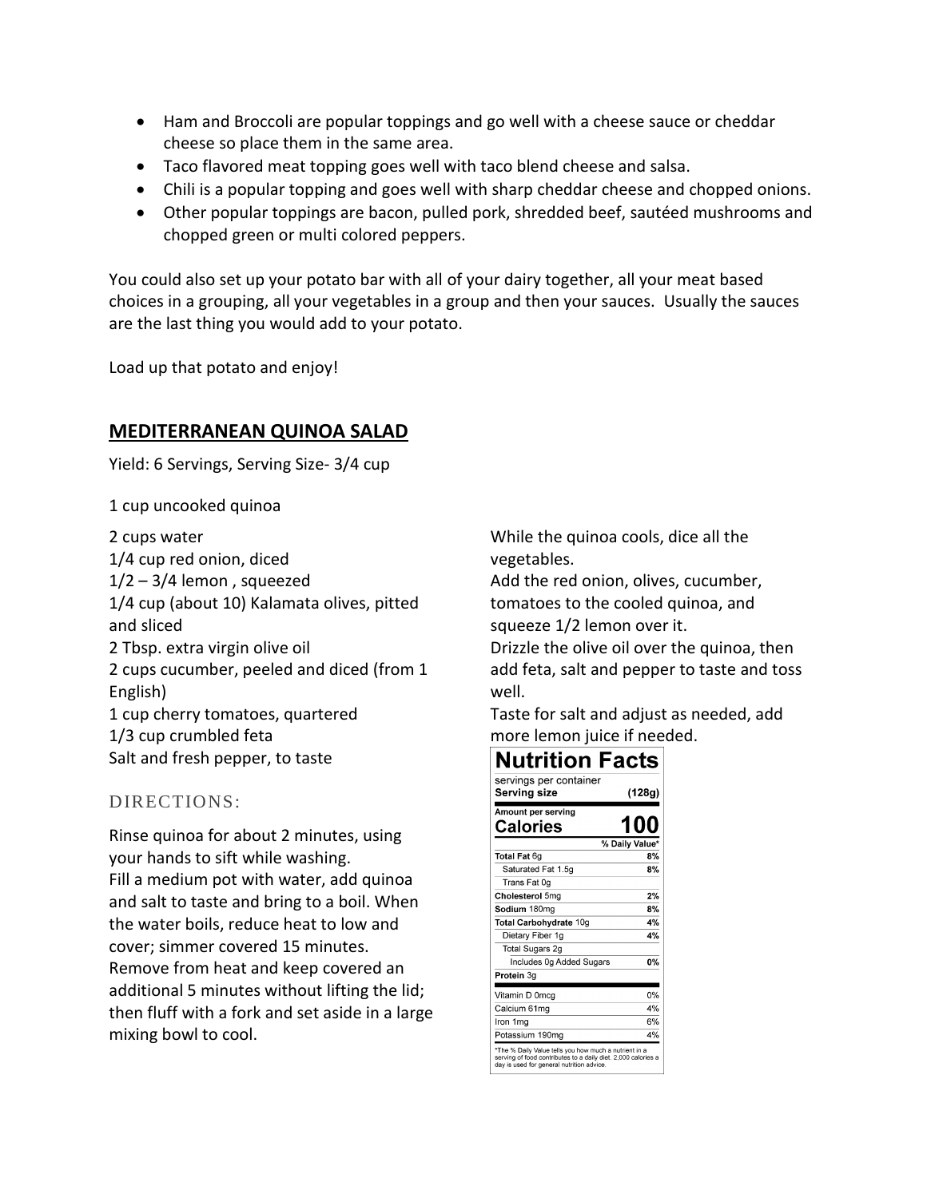- Ham and Broccoli are popular toppings and go well with a cheese sauce or cheddar cheese so place them in the same area.
- Taco flavored meat topping goes well with taco blend cheese and salsa.
- Chili is a popular topping and goes well with sharp cheddar cheese and chopped onions.
- Other popular toppings are bacon, pulled pork, shredded beef, sautéed mushrooms and chopped green or multi colored peppers.

You could also set up your potato bar with all of your dairy together, all your meat based choices in a grouping, all your vegetables in a group and then your sauces. Usually the sauces are the last thing you would add to your potato.

Load up that potato and enjoy!

## MEDITERRANEAN QUINOA SALAD

Yield: 6 Servings, Serving Size- 3/4 cup

1 cup uncooked quinoa

2 cups water
1/4 cup red onion, diced
1/2 – 3/4 lemon , squeezed
1/4 cup (about 10) Kalamata olives, pitted and sliced
2 Tbsp. extra virgin olive oil
2 cups cucumber, peeled and diced (from 1 English)
1 cup cherry tomatoes, quartered
1/3 cup crumbled feta
Salt and fresh pepper, to taste

### DIRECTIONS:

Rinse quinoa for about 2 minutes, using your hands to sift while washing.
Fill a medium pot with water, add quinoa and salt to taste and bring to a boil. When the water boils, reduce heat to low and cover; simmer covered 15 minutes.
Remove from heat and keep covered an additional 5 minutes without lifting the lid; then fluff with a fork and set aside in a large mixing bowl to cool.
While the quinoa cools, dice all the vegetables.
Add the red onion, olives, cucumber, tomatoes to the cooled quinoa, and squeeze 1/2 lemon over it.
Drizzle the olive oil over the quinoa, then add feta, salt and pepper to taste and toss well.
Taste for salt and adjust as needed, add more lemon juice if needed.

**Nutrition Facts**

| servings per container | |
|---|---|
| **Serving size** | **(128g)** |
| **Amount per serving** | |
| **Calories** | **100** |
| | **% Daily Value*** |
| **Total Fat** 6g | **8%** |
| Saturated Fat 1.5g | **8%** |
| Trans Fat 0g | |
| **Cholesterol** 5mg | **2%** |
| **Sodium** 180mg | **8%** |
| **Total Carbohydrate** 10g | **4%** |
| Dietary Fiber 1g | **4%** |
| Total Sugars 2g | |
| Includes 0g Added Sugars | **0%** |
| **Protein** 3g | |
| Vitamin D 0mcg | 0% |
| Calcium 61mg | 4% |
| Iron 1mg | 6% |
| Potassium 190mg | 4% |

*The % Daily Value tells you how much a nutrient in a serving of food contributes to a daily diet. 2,000 calories a day is used for general nutrition advice.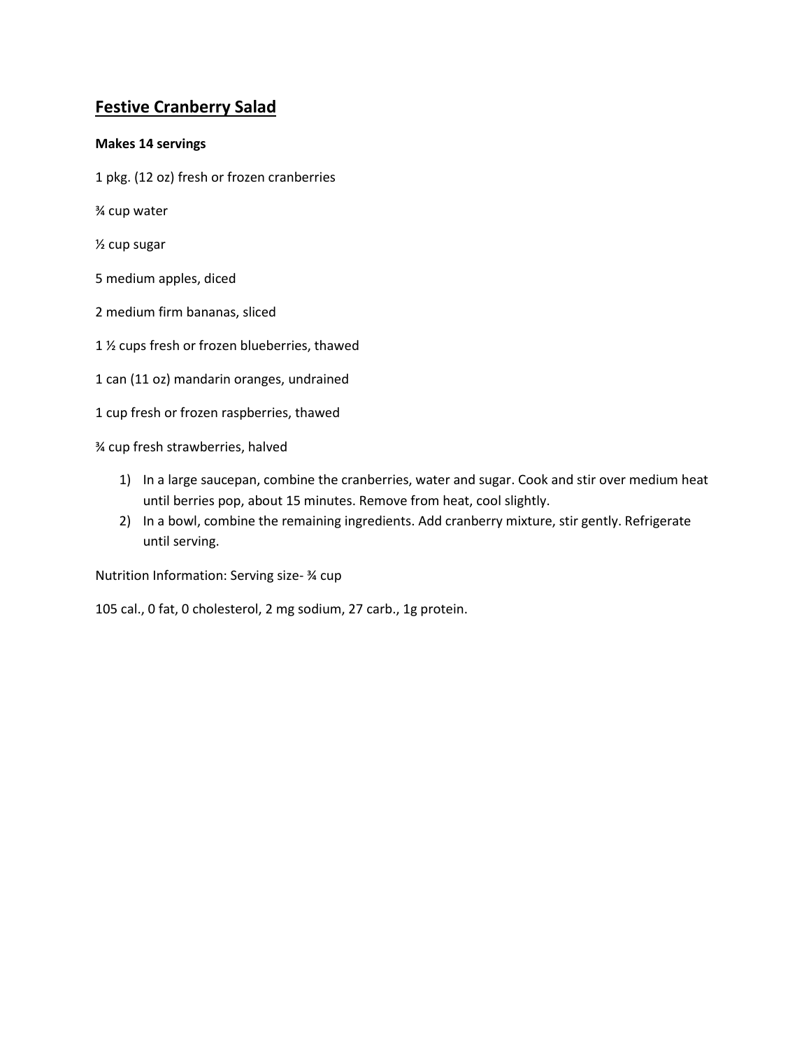## Festive Cranberry Salad

**Makes 14 servings**

1 pkg. (12 oz) fresh or frozen cranberries

¾ cup water

½ cup sugar

5 medium apples, diced

2 medium firm bananas, sliced

1 ½ cups fresh or frozen blueberries, thawed

1 can (11 oz) mandarin oranges, undrained

1 cup fresh or frozen raspberries, thawed

¾ cup fresh strawberries, halved

1) In a large saucepan, combine the cranberries, water and sugar. Cook and stir over medium heat until berries pop, about 15 minutes. Remove from heat, cool slightly.
2) In a bowl, combine the remaining ingredients. Add cranberry mixture, stir gently. Refrigerate until serving.

Nutrition Information: Serving size- ¾ cup

105 cal., 0 fat, 0 cholesterol, 2 mg sodium, 27 carb., 1g protein.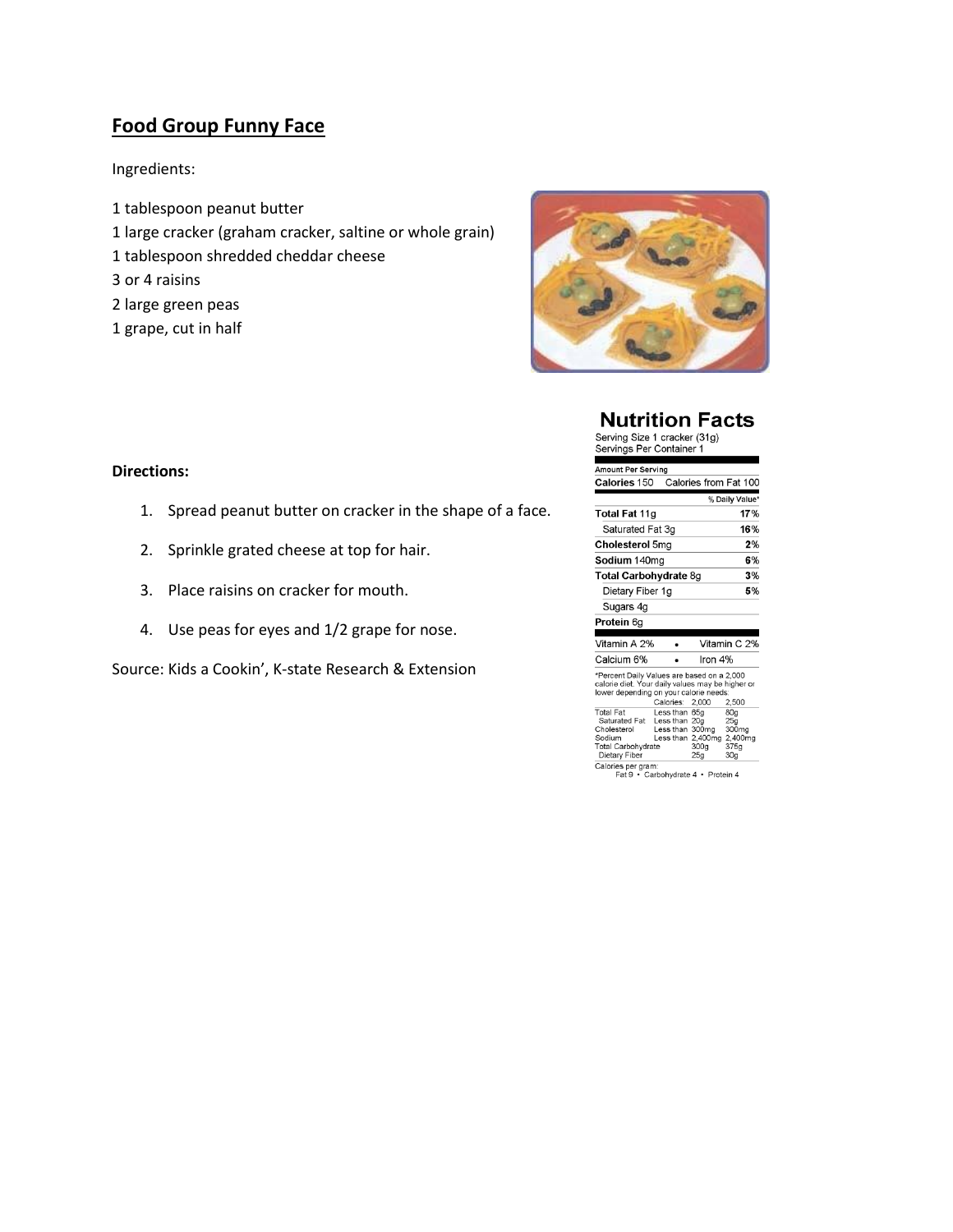## Food Group Funny Face

Ingredients:

1 tablespoon peanut butter
1 large cracker (graham cracker, saltine or whole grain)
1 tablespoon shredded cheddar cheese
3 or 4 raisins
2 large green peas
1 grape, cut in half

**Directions:**

1. Spread peanut butter on cracker in the shape of a face.
2. Sprinkle grated cheese at top for hair.
3. Place raisins on cracker for mouth.
4. Use peas for eyes and 1/2 grape for nose.

Source: Kids a Cookin', K-state Research & Extension

**Nutrition Facts**

Serving Size 1 cracker (31g)
Servings Per Container 1

| Amount Per Serving | |
|---|---|
| **Calories** 150 | Calories from Fat 100 |
| | % Daily Value* |
| **Total Fat** 11g | **17%** |
| Saturated Fat 3g | **16%** |
| **Cholesterol** 5mg | **2%** |
| **Sodium** 140mg | **6%** |
| **Total Carbohydrate** 8g | **3%** |
| Dietary Fiber 1g | **5%** |
| Sugars 4g | |
| **Protein** 6g | |
| Vitamin A 2% • | Vitamin C 2% |
| Calcium 6% • | Iron 4% |

*Percent Daily Values are based on a 2,000 calorie diet. Your daily values may be higher or lower depending on your calorie needs:

| | | 2,000 | 2,500 |
|---|---|---|---|
| | Calories: | 2,000 | 2,500 |
| Total Fat | Less than | 65g | 80g |
| Saturated Fat | Less than | 20g | 25g |
| Cholesterol | Less than | 300mg | 300mg |
| Sodium | Less than | 2,400mg | 2,400mg |
| Total Carbohydrate | | 300g | 375g |
| Dietary Fiber | | 25g | 30g |

Calories per gram:
Fat 9 • Carbohydrate 4 • Protein 4